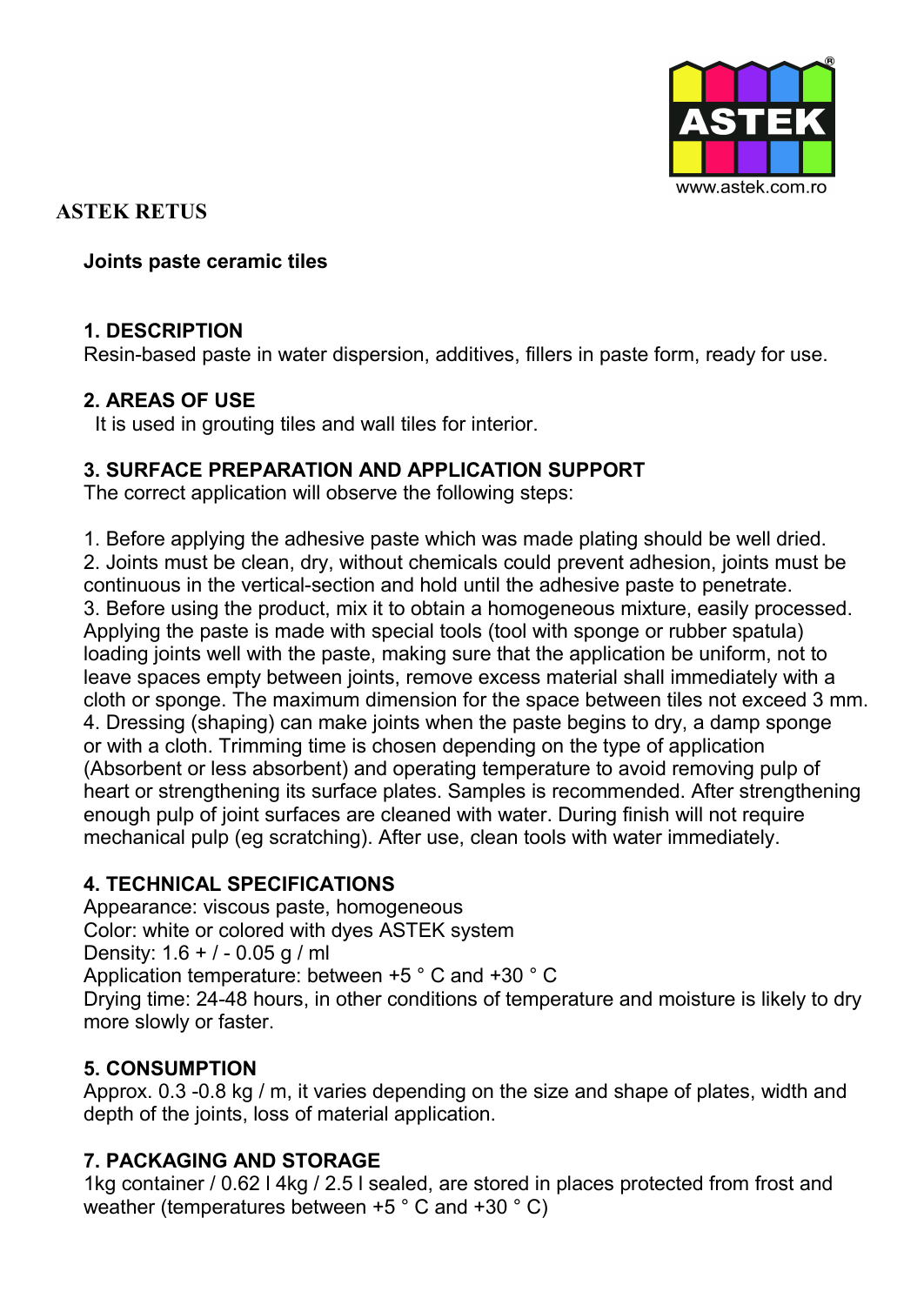ASTEK

www.astek.com.ro

# ASTEK RETUS

**Joints paste ceramic tiles**

## 1. DESCRIPTION

Resin-based paste in water dispersion, additives, fillers in paste form, ready for use.

## 2. AREAS OF USE

It is used in grouting tiles and wall tiles for interior.

## 3. SURFACE PREPARATION AND APPLICATION SUPPORT

The correct application will observe the following steps:

1. Before applying the adhesive paste which was made plating should be well dried.
2. Joints must be clean, dry, without chemicals could prevent adhesion, joints must be continuous in the vertical-section and hold until the adhesive paste to penetrate.
3. Before using the product, mix it to obtain a homogeneous mixture, easily processed. Applying the paste is made with special tools (tool with sponge or rubber spatula) loading joints well with the paste, making sure that the application be uniform, not to leave spaces empty between joints, remove excess material shall immediately with a cloth or sponge. The maximum dimension for the space between tiles not exceed 3 mm.
4. Dressing (shaping) can make joints when the paste begins to dry, a damp sponge or with a cloth. Trimming time is chosen depending on the type of application (Absorbent or less absorbent) and operating temperature to avoid removing pulp of heart or strengthening its surface plates. Samples is recommended. After strengthening enough pulp of joint surfaces are cleaned with water. During finish will not require mechanical pulp (eg scratching). After use, clean tools with water immediately.

## 4. TECHNICAL SPECIFICATIONS

Appearance: viscous paste, homogeneous
Color: white or colored with dyes ASTEK system
Density: 1.6 + / - 0.05 g / ml
Application temperature: between +5 ° C and +30 ° C
Drying time: 24-48 hours, in other conditions of temperature and moisture is likely to dry more slowly or faster.

## 5. CONSUMPTION

Approx. 0.3 -0.8 kg / m, it varies depending on the size and shape of plates, width and depth of the joints, loss of material application.

## 7. PACKAGING AND STORAGE

1kg container / 0.62 l 4kg / 2.5 l sealed, are stored in places protected from frost and weather (temperatures between +5 ° C and +30 ° C)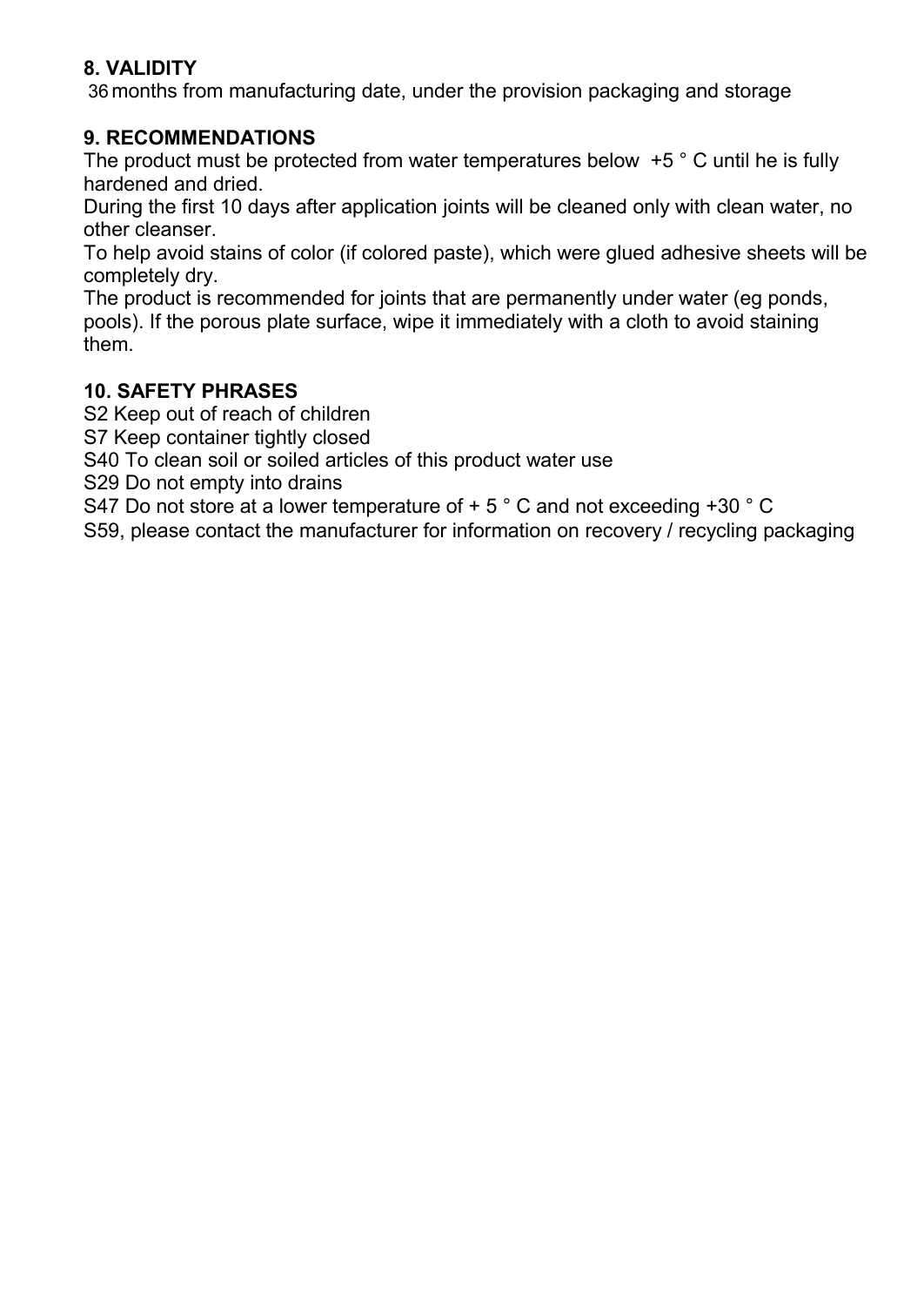## 8. VALIDITY

36 months from manufacturing date, under the provision packaging and storage

## 9. RECOMMENDATIONS

The product must be protected from water temperatures below +5 ° C until he is fully hardened and dried.

During the first 10 days after application joints will be cleaned only with clean water, no other cleanser.

To help avoid stains of color (if colored paste), which were glued adhesive sheets will be completely dry.

The product is recommended for joints that are permanently under water (eg ponds, pools). If the porous plate surface, wipe it immediately with a cloth to avoid staining them.

## 10. SAFETY PHRASES

S2 Keep out of reach of children

S7 Keep container tightly closed

S40 To clean soil or soiled articles of this product water use

S29 Do not empty into drains

S47 Do not store at a lower temperature of + 5 ° C and not exceeding +30 ° C

S59, please contact the manufacturer for information on recovery / recycling packaging